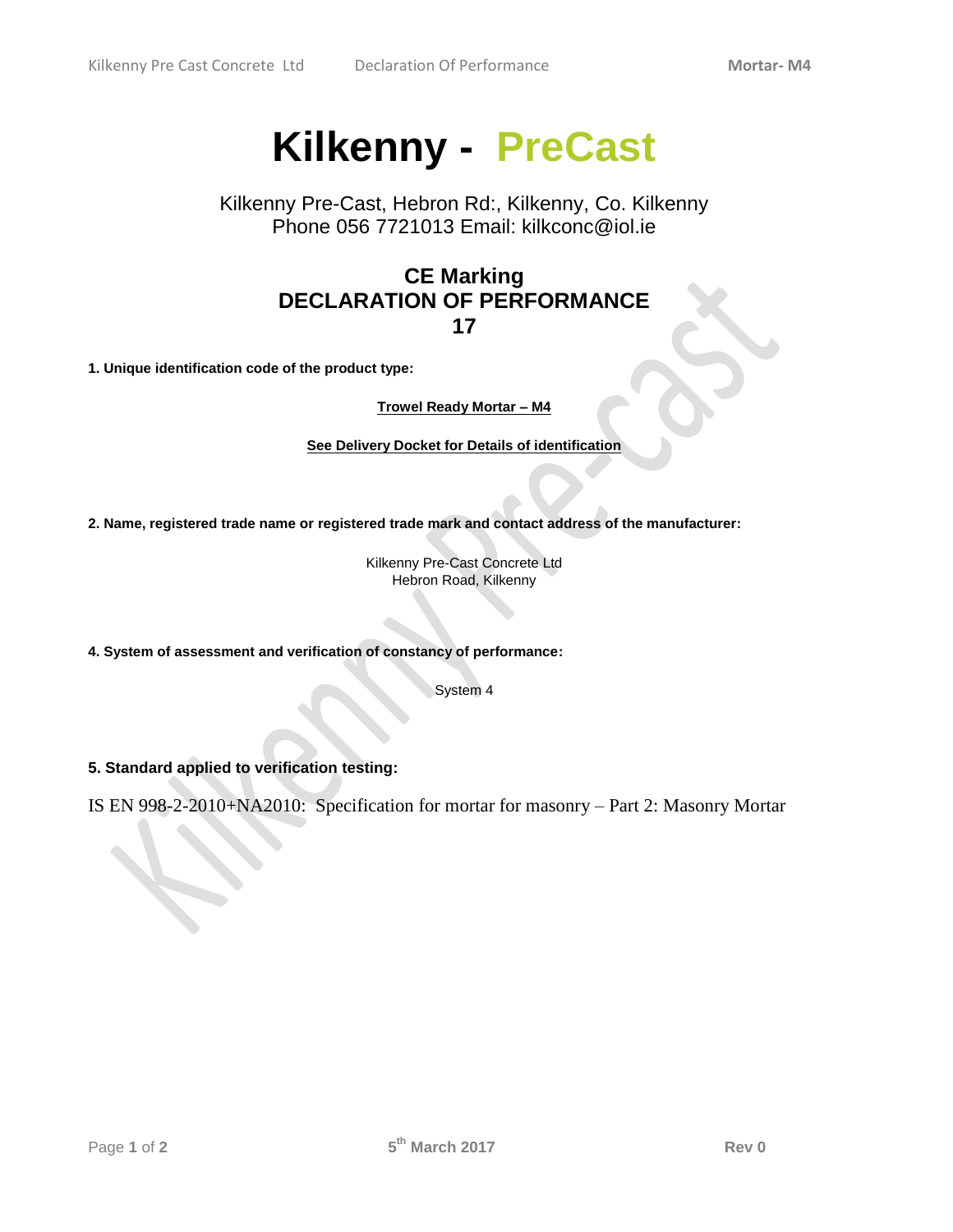# Kilkenny - PreCast

Kilkenny Pre-Cast, Hebron Rd:, Kilkenny, Co. Kilkenny
Phone 056 7721013 Email: kilkconc@iol.ie

## CE Marking
## DECLARATION OF PERFORMANCE
## 17

**1. Unique identification code of the product type:**

**Trowel Ready Mortar – M4**

**See Delivery Docket for Details of identification**

**2. Name, registered trade name or registered trade mark and contact address of the manufacturer:**

Kilkenny Pre-Cast Concrete Ltd
Hebron Road, Kilkenny

**4. System of assessment and verification of constancy of performance:**

System 4

**5. Standard applied to verification testing:**

IS EN 998-2-2010+NA2010: Specification for mortar for masonry – Part 2: Masonry Mortar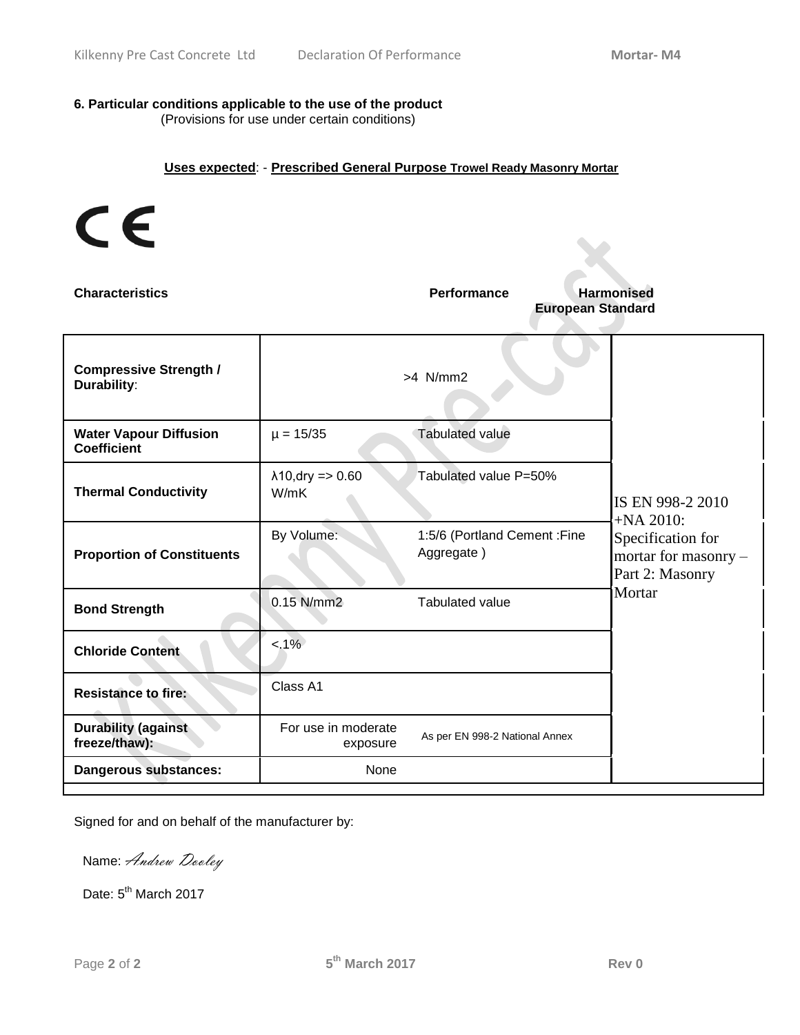**6. Particular conditions applicable to the use of the product**
(Provisions for use under certain conditions)

**Uses expected**: - **Prescribed General Purpose Trowel Ready Masonry Mortar**

CE

| Characteristics | Performance | | Harmonised European Standard |
|---|---|---|---|
| **Compressive Strength / Durability**: | >4 N/mm2 | | IS EN 998-2 2010 +NA 2010: Specification for mortar for masonry – Part 2: Masonry Mortar |
| **Water Vapour Diffusion Coefficient** | µ = 15/35 | Tabulated value | |
| **Thermal Conductivity** | λ10,dry => 0.60 W/mK | Tabulated value P=50% | |
| **Proportion of Constituents** | By Volume: | 1:5/6 (Portland Cement :Fine Aggregate ) | |
| **Bond Strength** | 0.15 N/mm2 | Tabulated value | |
| **Chloride Content** | <.1% | | |
| **Resistance to fire:** | Class A1 | | |
| **Durability (against freeze/thaw):** | For use in moderate exposure | As per EN 998-2 National Annex | |
| **Dangerous substances:** | None | | |

Signed for and on behalf of the manufacturer by:

Name: *Andrew Dooley*

Date: 5th March 2017